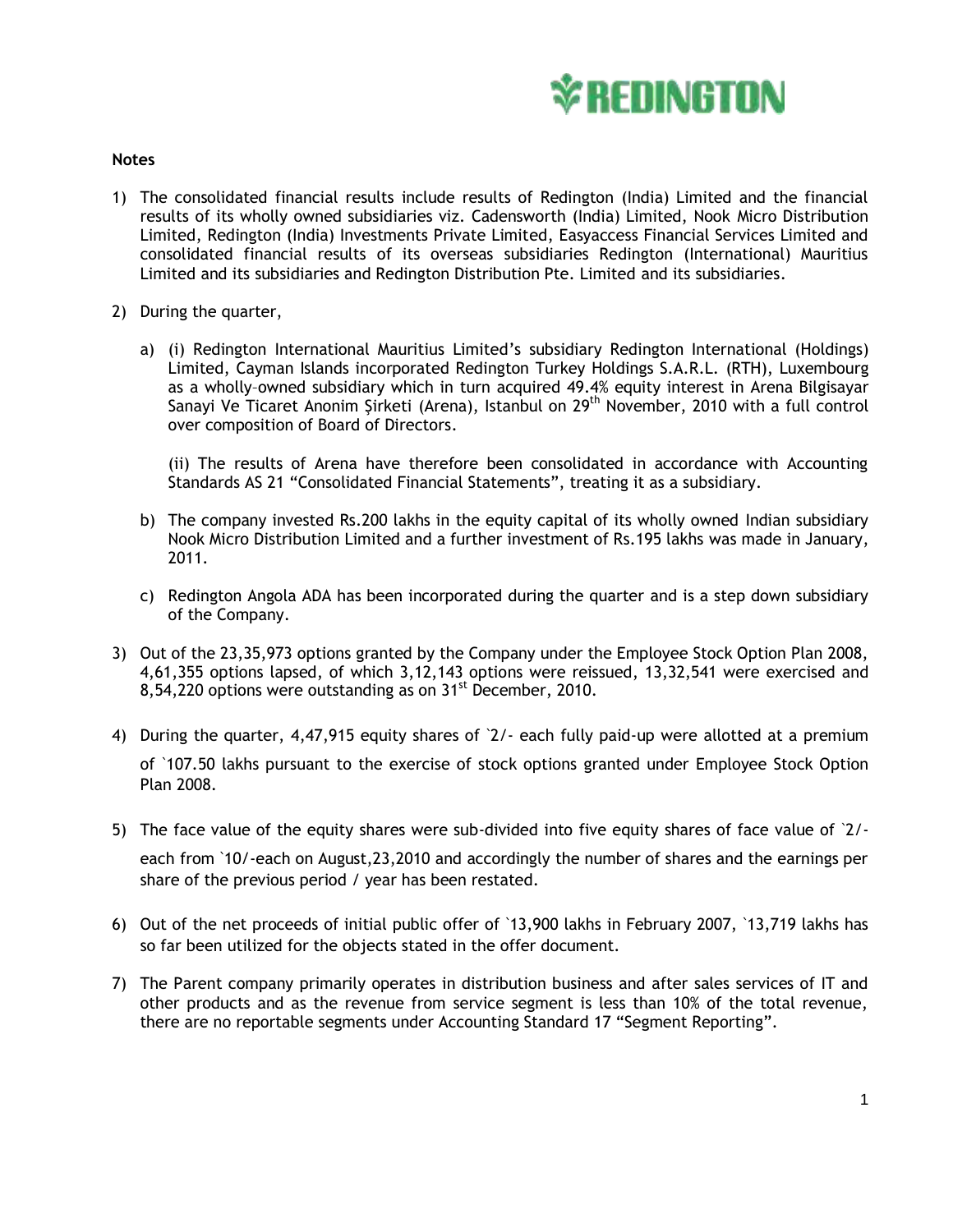**Notes**

1) The consolidated financial results include results of Redington (India) Limited and the financial results of its wholly owned subsidiaries viz. Cadensworth (India) Limited, Nook Micro Distribution Limited, Redington (India) Investments Private Limited, Easyaccess Financial Services Limited and consolidated financial results of its overseas subsidiaries Redington (International) Mauritius Limited and its subsidiaries and Redington Distribution Pte. Limited and its subsidiaries.

2) During the quarter,

   a) (i) Redington International Mauritius Limited's subsidiary Redington International (Holdings) Limited, Cayman Islands incorporated Redington Turkey Holdings S.A.R.L. (RTH), Luxembourg as a wholly–owned subsidiary which in turn acquired 49.4% equity interest in Arena Bilgisayar Sanayi Ve Ticaret Anonim Şirketi (Arena), Istanbul on 29th November, 2010 with a full control over composition of Board of Directors.

      (ii) The results of Arena have therefore been consolidated in accordance with Accounting Standards AS 21 "Consolidated Financial Statements", treating it as a subsidiary.

   b) The company invested Rs.200 lakhs in the equity capital of its wholly owned Indian subsidiary Nook Micro Distribution Limited and a further investment of Rs.195 lakhs was made in January, 2011.

   c) Redington Angola ADA has been incorporated during the quarter and is a step down subsidiary of the Company.

3) Out of the 23,35,973 options granted by the Company under the Employee Stock Option Plan 2008, 4,61,355 options lapsed, of which 3,12,143 options were reissued, 13,32,541 were exercised and 8,54,220 options were outstanding as on 31st December, 2010.

4) During the quarter, 4,47,915 equity shares of `2/- each fully paid-up were allotted at a premium of `107.50 lakhs pursuant to the exercise of stock options granted under Employee Stock Option Plan 2008.

5) The face value of the equity shares were sub-divided into five equity shares of face value of `2/- each from `10/-each on August,23,2010 and accordingly the number of shares and the earnings per share of the previous period / year has been restated.

6) Out of the net proceeds of initial public offer of `13,900 lakhs in February 2007, `13,719 lakhs has so far been utilized for the objects stated in the offer document.

7) The Parent company primarily operates in distribution business and after sales services of IT and other products and as the revenue from service segment is less than 10% of the total revenue, there are no reportable segments under Accounting Standard 17 "Segment Reporting".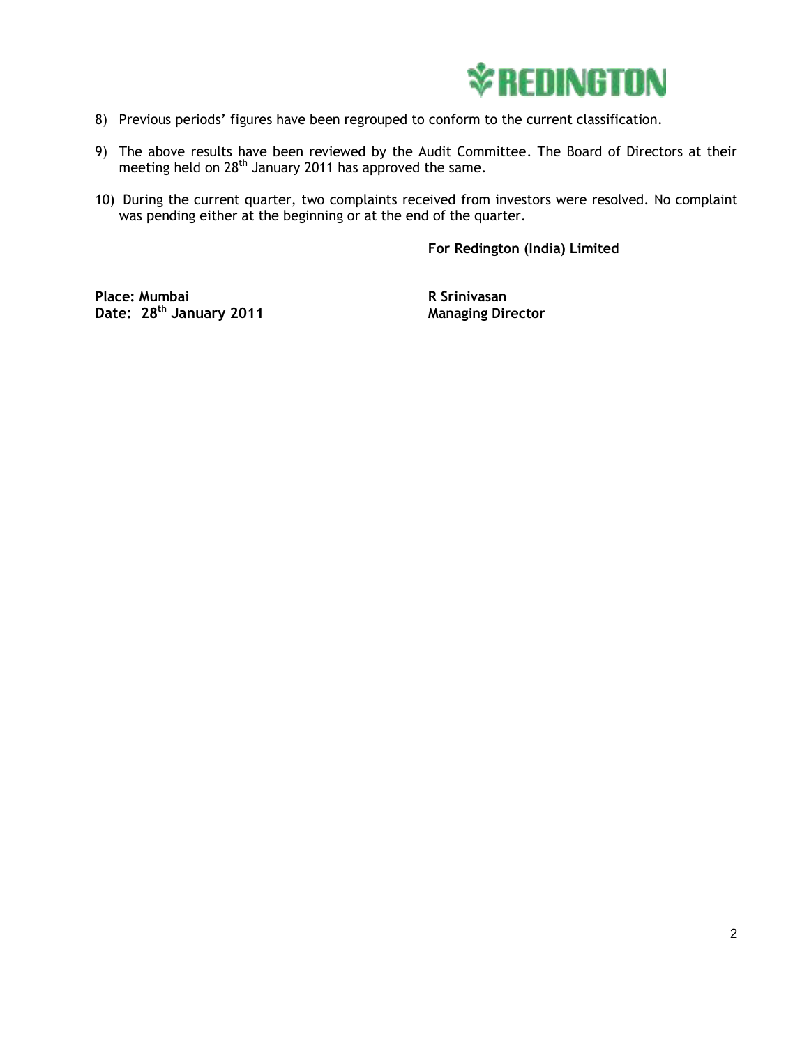8) Previous periods' figures have been regrouped to conform to the current classification.

9) The above results have been reviewed by the Audit Committee. The Board of Directors at their meeting held on 28th January 2011 has approved the same.

10) During the current quarter, two complaints received from investors were resolved. No complaint was pending either at the beginning or at the end of the quarter.

**For Redington (India) Limited**

**Place: Mumbai**
**Date: 28th January 2011**

**R Srinivasan**
**Managing Director**